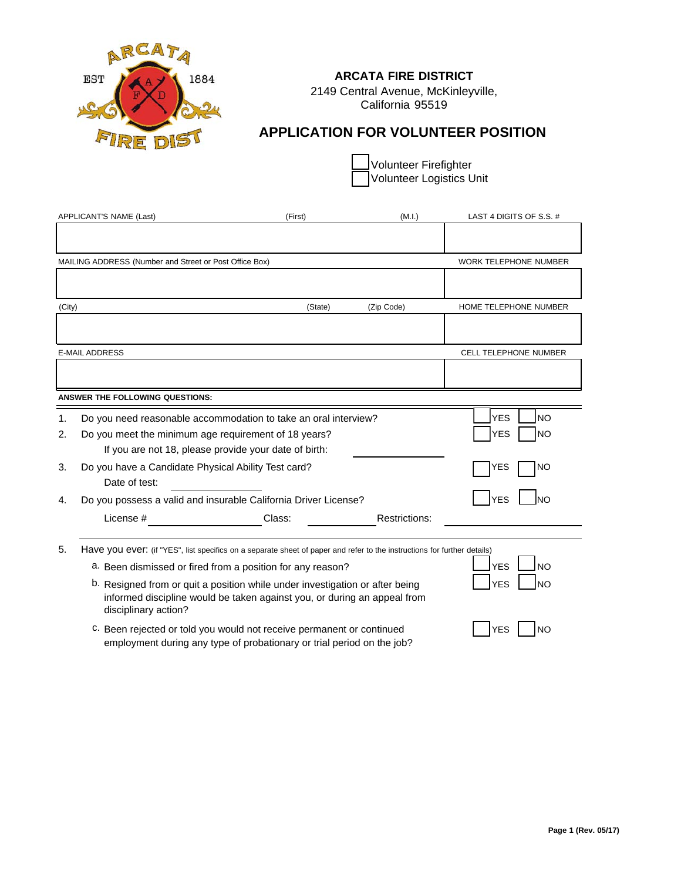# ARCATA FIRE DISTRICT

2149 Central Avenue, McKinleyville,
California 95519

## APPLICATION FOR VOLUNTEER POSITION

☐ Volunteer Firefighter
☐ Volunteer Logistics Unit

| APPLICANT'S NAME (Last) | (First) | (M.I.) | LAST 4 DIGITS OF S.S. # |
|---|---|---|---|
| | | | |
| MAILING ADDRESS (Number and Street or Post Office Box) | | | WORK TELEPHONE NUMBER |
| | | | |
| (City) | (State) | (Zip Code) | HOME TELEPHONE NUMBER |
| | | | |
| E-MAIL ADDRESS | | | CELL TELEPHONE NUMBER |
| | | | |

**ANSWER THE FOLLOWING QUESTIONS:**

1. Do you need reasonable accommodation to take an oral interview? ☐ YES ☐ NO
2. Do you meet the minimum age requirement of 18 years? ☐ YES ☐ NO
   If you are not 18, please provide your date of birth: ____________
3. Do you have a Candidate Physical Ability Test card? ☐ YES ☐ NO
   Date of test: ____________
4. Do you possess a valid and insurable California Driver License? ☐ YES ☐ NO
   License # ____________ Class: ____________ Restrictions: ____________
5. Have you ever: (if "YES", list specifics on a separate sheet of paper and refer to the instructions for further details)
   a. Been dismissed or fired from a position for any reason? ☐ YES ☐ NO
   b. Resigned from or quit a position while under investigation or after being informed discipline would be taken against you, or during an appeal from disciplinary action? ☐ YES ☐ NO
   c. Been rejected or told you would not receive permanent or continued employment during any type of probationary or trial period on the job? ☐ YES ☐ NO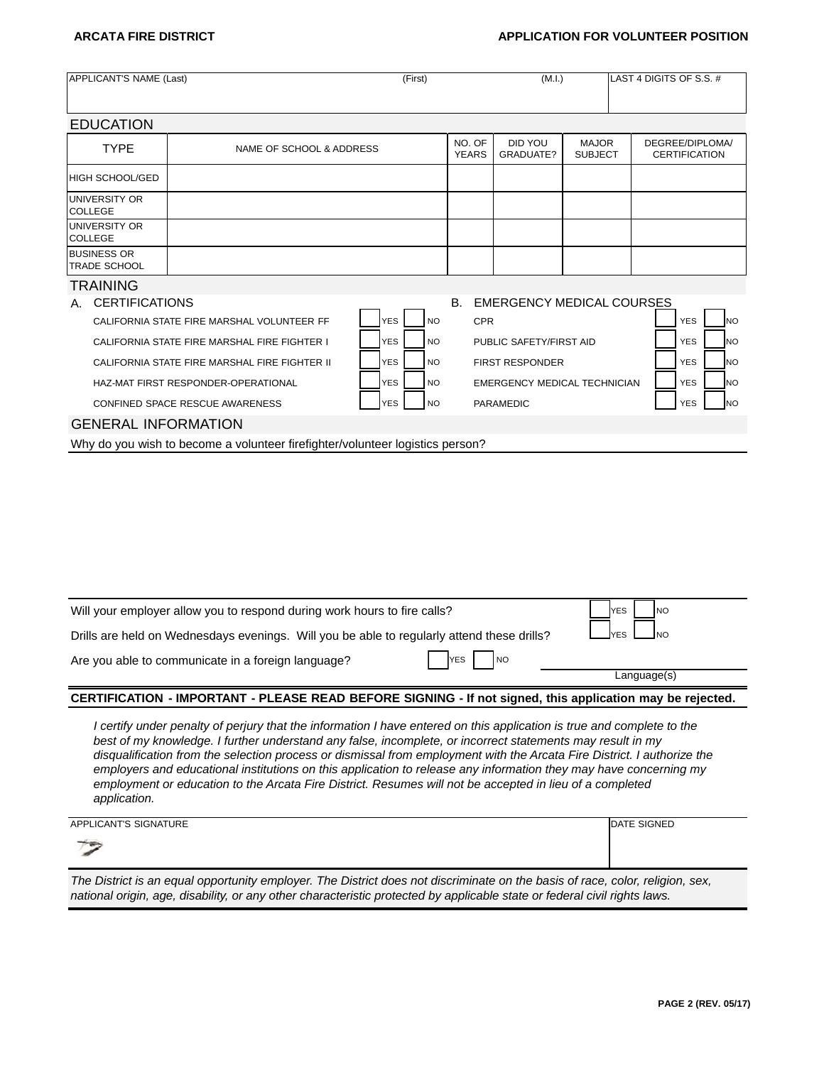**ARCATA FIRE DISTRICT** **APPLICATION FOR VOLUNTEER POSITION**

| APPLICANT'S NAME (Last) | (First) | (M.I.) | LAST 4 DIGITS OF S.S. # |
|---|---|---|---|
| | | | |

## EDUCATION

| TYPE | NAME OF SCHOOL & ADDRESS | NO. OF YEARS | DID YOU GRADUATE? | MAJOR SUBJECT | DEGREE/DIPLOMA/ CERTIFICATION |
|---|---|---|---|---|---|
| HIGH SCHOOL/GED | | | | | |
| UNIVERSITY OR COLLEGE | | | | | |
| UNIVERSITY OR COLLEGE | | | | | |
| BUSINESS OR TRADE SCHOOL | | | | | |

## TRAINING

| A. CERTIFICATIONS | | | B. EMERGENCY MEDICAL COURSES | | |
|---|---|---|---|---|---|
| CALIFORNIA STATE FIRE MARSHAL VOLUNTEER FF | YES | NO | CPR | YES | NO |
| CALIFORNIA STATE FIRE MARSHAL FIRE FIGHTER I | YES | NO | PUBLIC SAFETY/FIRST AID | YES | NO |
| CALIFORNIA STATE FIRE MARSHAL FIRE FIGHTER II | YES | NO | FIRST RESPONDER | YES | NO |
| HAZ-MAT FIRST RESPONDER-OPERATIONAL | YES | NO | EMERGENCY MEDICAL TECHNICIAN | YES | NO |
| CONFINED SPACE RESCUE AWARENESS | YES | NO | PARAMEDIC | YES | NO |

## GENERAL INFORMATION

Why do you wish to become a volunteer firefighter/volunteer logistics person?

Will your employer allow you to respond during work hours to fire calls? YES NO

Drills are held on Wednesdays evenings. Will you be able to regularly attend these drills? YES NO

Are you able to communicate in a foreign language? YES NO ____________ Language(s)

**CERTIFICATION - IMPORTANT - PLEASE READ BEFORE SIGNING - If not signed, this application may be rejected.**

*I certify under penalty of perjury that the information I have entered on this application is true and complete to the best of my knowledge. I further understand any false, incomplete, or incorrect statements may result in my disqualification from the selection process or dismissal from employment with the Arcata Fire District. I authorize the employers and educational institutions on this application to release any information they may have concerning my employment or education to the Arcata Fire District. Resumes will not be accepted in lieu of a completed application.*

| APPLICANT'S SIGNATURE | DATE SIGNED |
|---|---|
| | |

*The District is an equal opportunity employer. The District does not discriminate on the basis of race, color, religion, sex, national origin, age, disability, or any other characteristic protected by applicable state or federal civil rights laws.*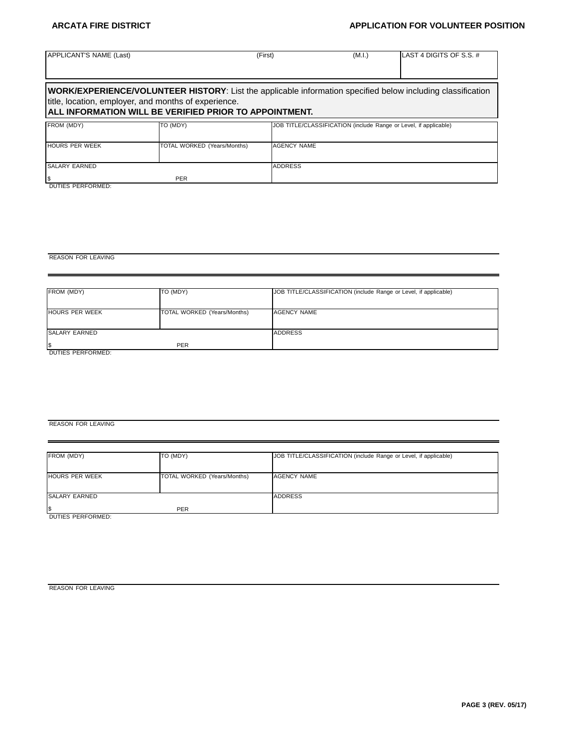**ARCATA FIRE DISTRICT** | **APPLICATION FOR VOLUNTEER POSITION**

| APPLICANT'S NAME (Last) | (First) | (M.I.) | LAST 4 DIGITS OF S.S. # |
|---|---|---|---|
| | | | |

**WORK/EXPERIENCE/VOLUNTEER HISTORY**: List the applicable information specified below including classification title, location, employer, and months of experience.
**ALL INFORMATION WILL BE VERIFIED PRIOR TO APPOINTMENT.**

| FROM (MDY) | TO (MDY) | JOB TITLE/CLASSIFICATION (include Range or Level, if applicable) |
|---|---|---|
| HOURS PER WEEK | TOTAL WORKED (Years/Months) | AGENCY NAME |
| SALARY EARNED $ PER | | ADDRESS |

DUTIES PERFORMED:

REASON FOR LEAVING

---

| FROM (MDY) | TO (MDY) | JOB TITLE/CLASSIFICATION (include Range or Level, if applicable) |
|---|---|---|
| HOURS PER WEEK | TOTAL WORKED (Years/Months) | AGENCY NAME |
| SALARY EARNED $ PER | | ADDRESS |

DUTIES PERFORMED:

REASON FOR LEAVING

---

| FROM (MDY) | TO (MDY) | JOB TITLE/CLASSIFICATION (include Range or Level, if applicable) |
|---|---|---|
| HOURS PER WEEK | TOTAL WORKED (Years/Months) | AGENCY NAME |
| SALARY EARNED $ PER | | ADDRESS |

DUTIES PERFORMED:

REASON FOR LEAVING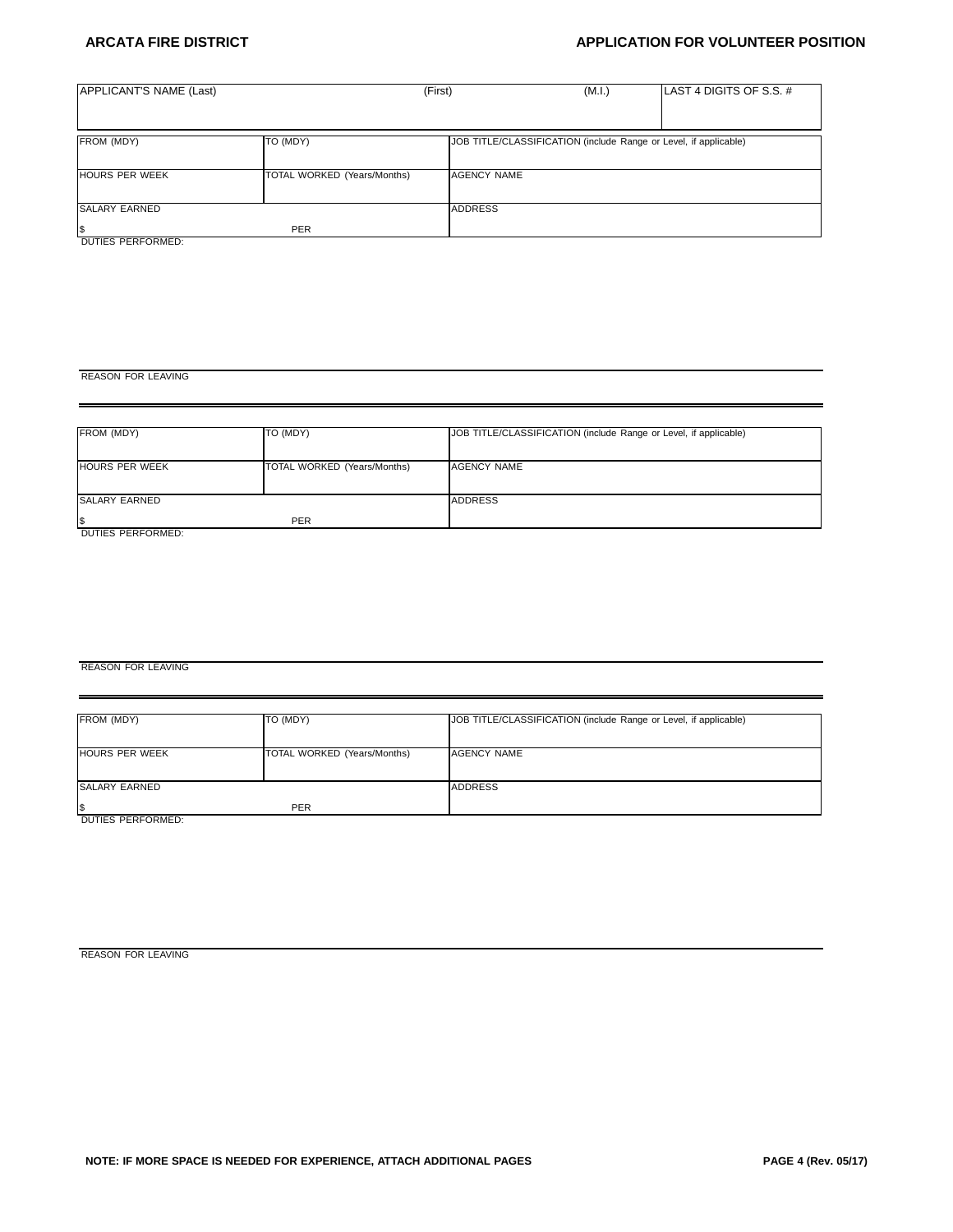**ARCATA FIRE DISTRICT** **APPLICATION FOR VOLUNTEER POSITION**

| APPLICANT'S NAME (Last) | (First) | (M.I.) | LAST 4 DIGITS OF S.S. # |
|---|---|---|---|
| | | | |

| FROM (MDY) | TO (MDY) | JOB TITLE/CLASSIFICATION (include Range or Level, if applicable) |
|---|---|---|
| HOURS PER WEEK | TOTAL WORKED (Years/Months) | AGENCY NAME |
| SALARY EARNED<br>$ PER | | ADDRESS |

DUTIES PERFORMED:

REASON FOR LEAVING

| FROM (MDY) | TO (MDY) | JOB TITLE/CLASSIFICATION (include Range or Level, if applicable) |
|---|---|---|
| HOURS PER WEEK | TOTAL WORKED (Years/Months) | AGENCY NAME |
| SALARY EARNED<br>$ PER | | ADDRESS |

DUTIES PERFORMED:

REASON FOR LEAVING

| FROM (MDY) | TO (MDY) | JOB TITLE/CLASSIFICATION (include Range or Level, if applicable) |
|---|---|---|
| HOURS PER WEEK | TOTAL WORKED (Years/Months) | AGENCY NAME |
| SALARY EARNED<br>$ PER | | ADDRESS |

DUTIES PERFORMED:

REASON FOR LEAVING

**NOTE: IF MORE SPACE IS NEEDED FOR EXPERIENCE, ATTACH ADDITIONAL PAGES**

**PAGE 4 (Rev. 05/17)**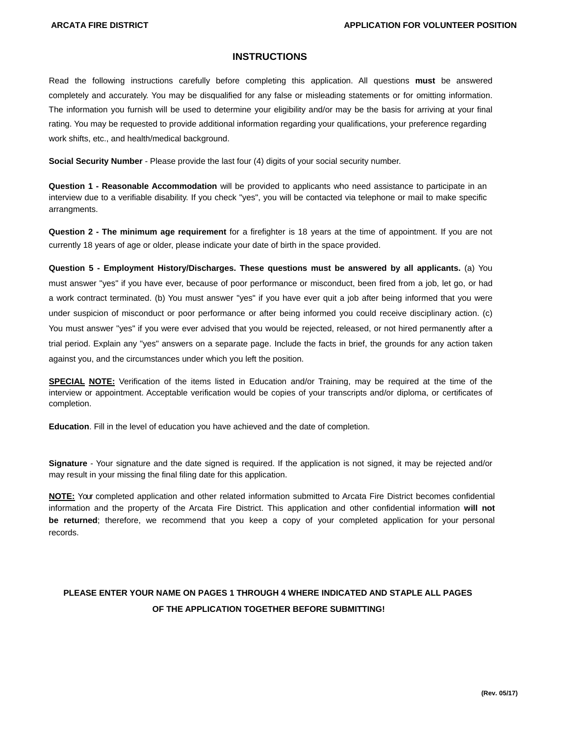## INSTRUCTIONS

Read the following instructions carefully before completing this application. All questions **must** be answered completely and accurately. You may be disqualified for any false or misleading statements or for omitting information. The information you furnish will be used to determine your eligibility and/or may be the basis for arriving at your final rating. You may be requested to provide additional information regarding your qualifications, your preference regarding work shifts, etc., and health/medical background.

**Social Security Number** - Please provide the last four (4) digits of your social security number.

**Question 1 - Reasonable Accommodation** will be provided to applicants who need assistance to participate in an interview due to a verifiable disability. If you check "yes", you will be contacted via telephone or mail to make specific arrangments.

**Question 2 - The minimum age requirement** for a firefighter is 18 years at the time of appointment. If you are not currently 18 years of age or older, please indicate your date of birth in the space provided.

**Question 5 - Employment History/Discharges. These questions must be answered by all applicants.** (a) You must answer "yes" if you have ever, because of poor performance or misconduct, been fired from a job, let go, or had a work contract terminated. (b) You must answer "yes" if you have ever quit a job after being informed that you were under suspicion of misconduct or poor performance or after being informed you could receive disciplinary action. (c) You must answer "yes" if you were ever advised that you would be rejected, released, or not hired permanently after a trial period. Explain any "yes" answers on a separate page. Include the facts in brief, the grounds for any action taken against you, and the circumstances under which you left the position.

**SPECIAL NOTE:** Verification of the items listed in Education and/or Training, may be required at the time of the interview or appointment. Acceptable verification would be copies of your transcripts and/or diploma, or certificates of completion.

**Education**. Fill in the level of education you have achieved and the date of completion.

**Signature** - Your signature and the date signed is required. If the application is not signed, it may be rejected and/or may result in your missing the final filing date for this application.

**NOTE:** Your completed application and other related information submitted to Arcata Fire District becomes confidential information and the property of the Arcata Fire District. This application and other confidential information **will not be returned**; therefore, we recommend that you keep a copy of your completed application for your personal records.

**PLEASE ENTER YOUR NAME ON PAGES 1 THROUGH 4 WHERE INDICATED AND STAPLE ALL PAGES OF THE APPLICATION TOGETHER BEFORE SUBMITTING!**

(Rev. 05/17)